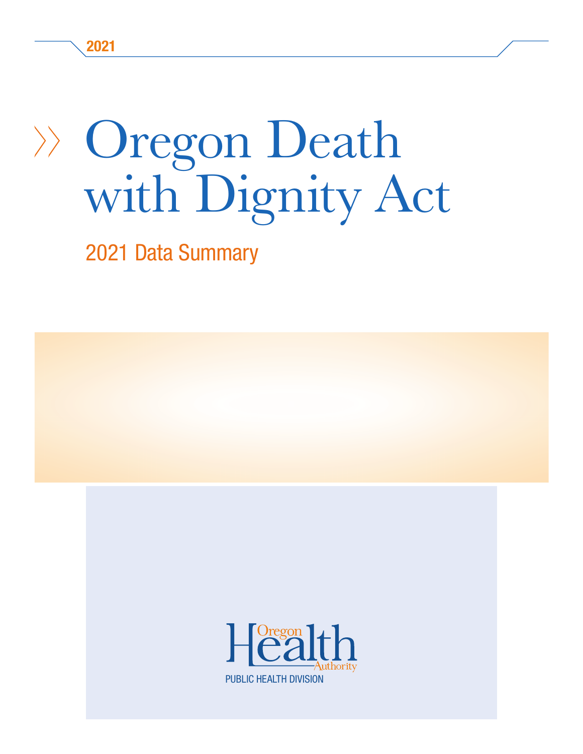2021

# Oregon Death with Dignity Act

## 2021 Data Summary

Oregon Health Authority

PUBLIC HEALTH DIVISION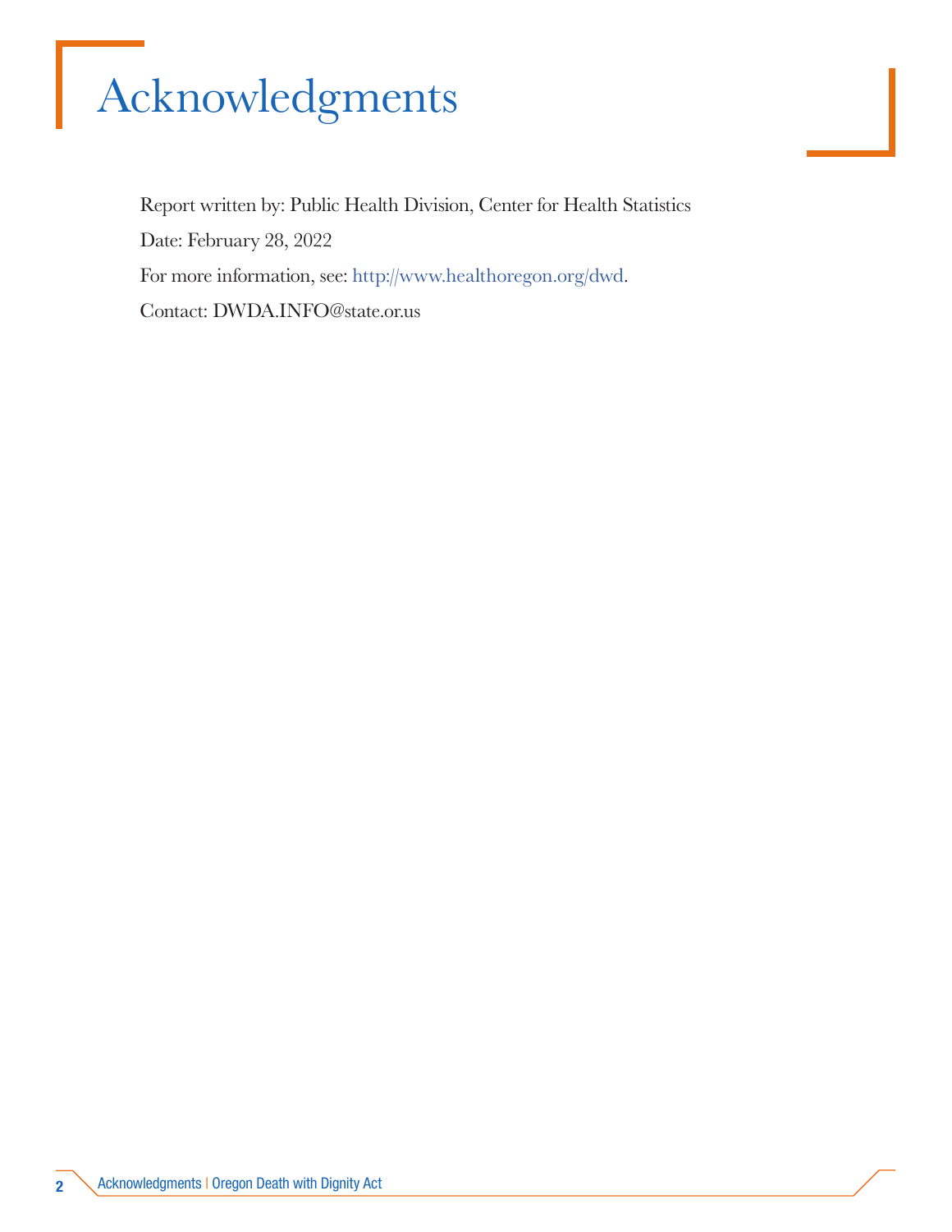# Acknowledgments

Report written by: Public Health Division, Center for Health Statistics

Date: February 28, 2022

For more information, see: http://www.healthoregon.org/dwd.

Contact: DWDA.INFO@state.or.us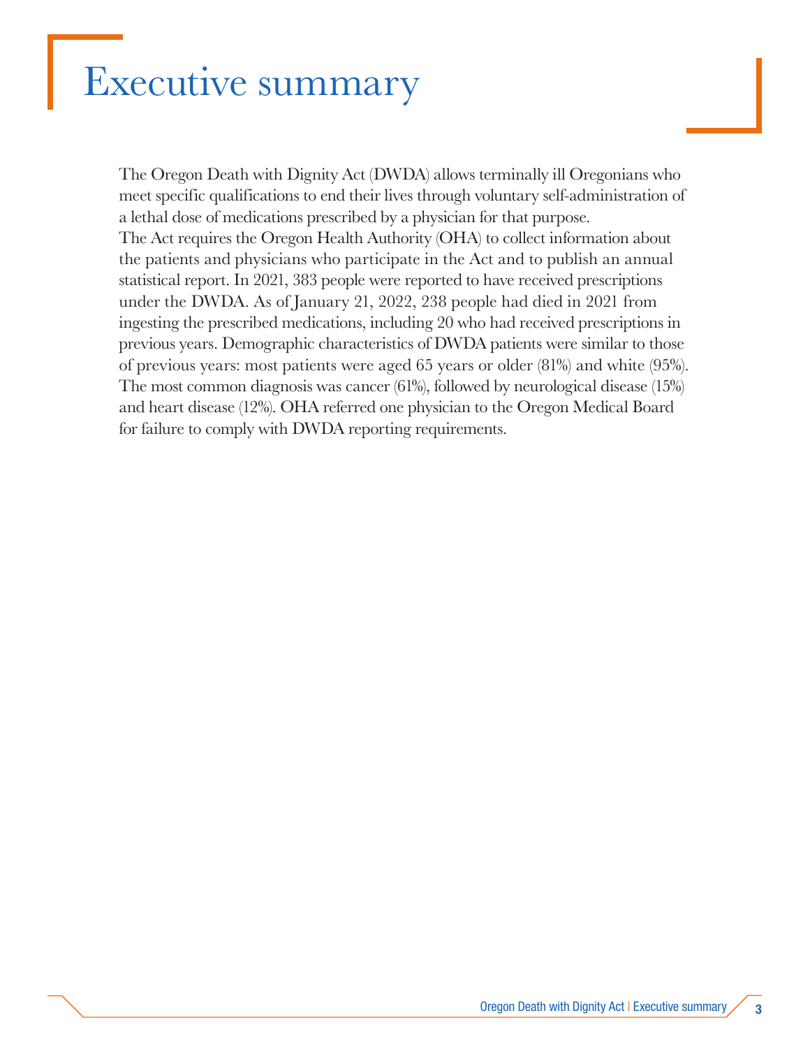# Executive summary

The Oregon Death with Dignity Act (DWDA) allows terminally ill Oregonians who meet specific qualifications to end their lives through voluntary self-administration of a lethal dose of medications prescribed by a physician for that purpose. The Act requires the Oregon Health Authority (OHA) to collect information about the patients and physicians who participate in the Act and to publish an annual statistical report. In 2021, 383 people were reported to have received prescriptions under the DWDA. As of January 21, 2022, 238 people had died in 2021 from ingesting the prescribed medications, including 20 who had received prescriptions in previous years. Demographic characteristics of DWDA patients were similar to those of previous years: most patients were aged 65 years or older (81%) and white (95%). The most common diagnosis was cancer (61%), followed by neurological disease (15%) and heart disease (12%). OHA referred one physician to the Oregon Medical Board for failure to comply with DWDA reporting requirements.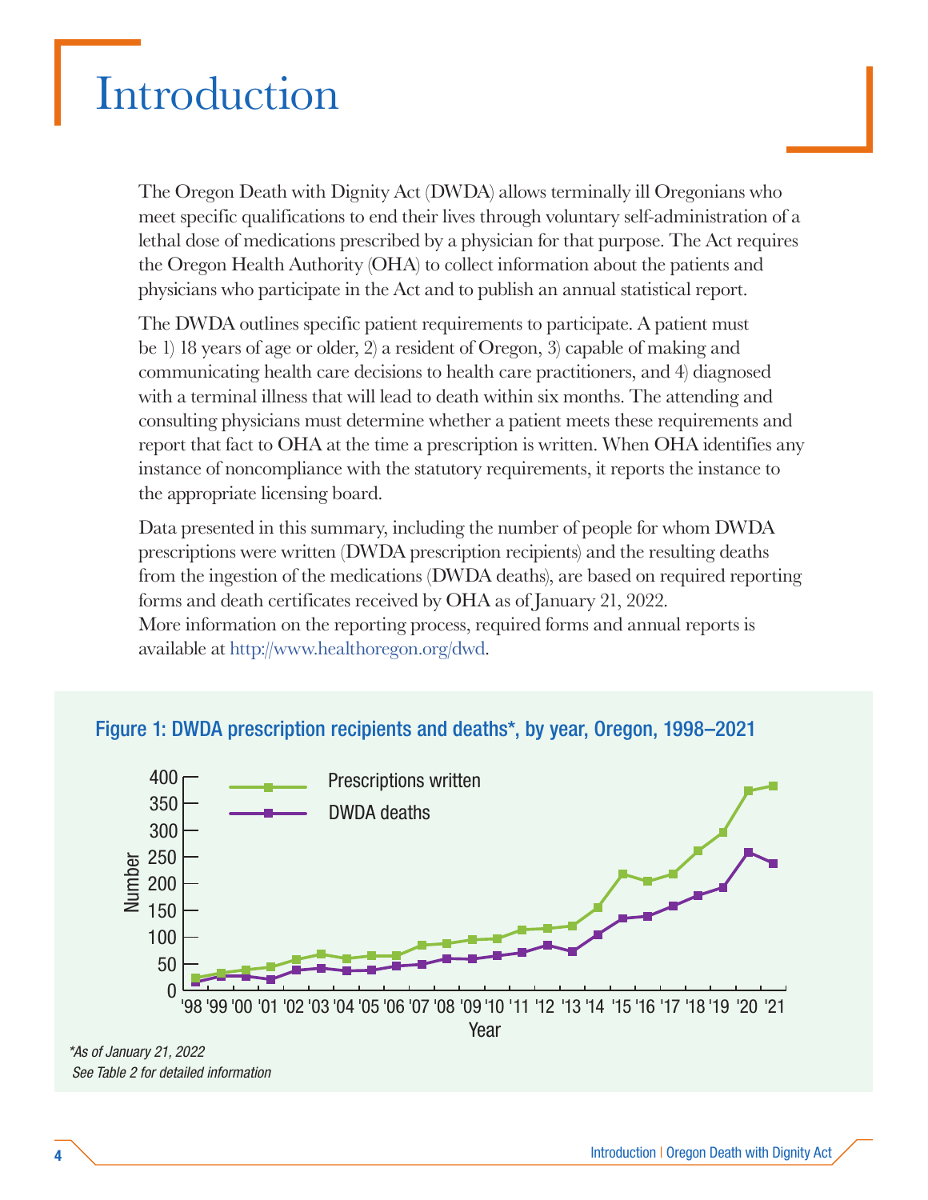# Introduction

The Oregon Death with Dignity Act (DWDA) allows terminally ill Oregonians who meet specific qualifications to end their lives through voluntary self-administration of a lethal dose of medications prescribed by a physician for that purpose. The Act requires the Oregon Health Authority (OHA) to collect information about the patients and physicians who participate in the Act and to publish an annual statistical report.

The DWDA outlines specific patient requirements to participate. A patient must be 1) 18 years of age or older, 2) a resident of Oregon, 3) capable of making and communicating health care decisions to health care practitioners, and 4) diagnosed with a terminal illness that will lead to death within six months. The attending and consulting physicians must determine whether a patient meets these requirements and report that fact to OHA at the time a prescription is written. When OHA identifies any instance of noncompliance with the statutory requirements, it reports the instance to the appropriate licensing board.

Data presented in this summary, including the number of people for whom DWDA prescriptions were written (DWDA prescription recipients) and the resulting deaths from the ingestion of the medications (DWDA deaths), are based on required reporting forms and death certificates received by OHA as of January 21, 2022.
More information on the reporting process, required forms and annual reports is available at http://www.healthoregon.org/dwd.

**Figure 1: DWDA prescription recipients and deaths*, by year, Oregon, 1998–2021**

*\*As of January 21, 2022*
*See Table 2 for detailed information*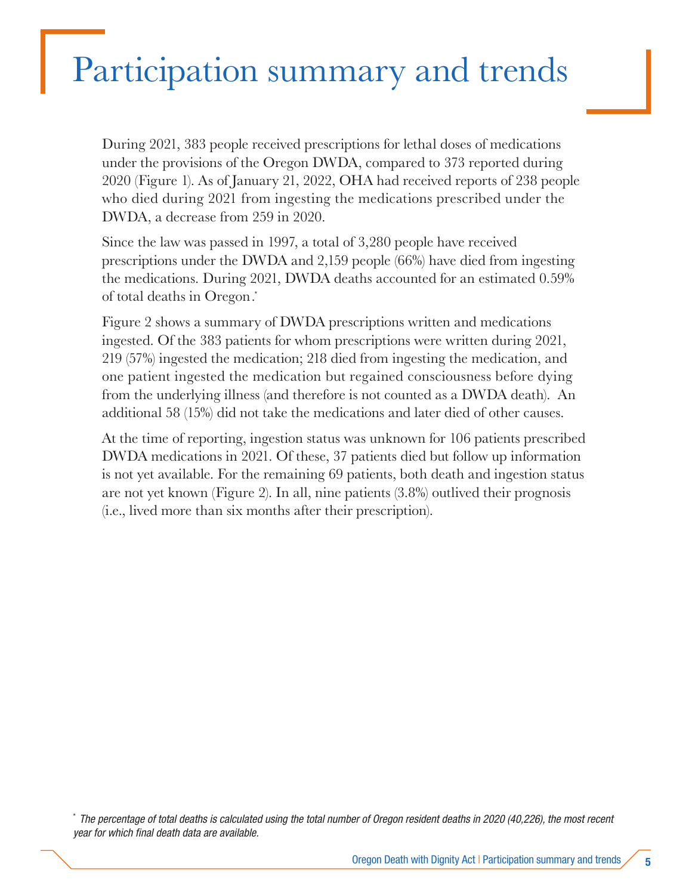# Participation summary and trends

During 2021, 383 people received prescriptions for lethal doses of medications under the provisions of the Oregon DWDA, compared to 373 reported during 2020 (Figure 1). As of January 21, 2022, OHA had received reports of 238 people who died during 2021 from ingesting the medications prescribed under the DWDA, a decrease from 259 in 2020.

Since the law was passed in 1997, a total of 3,280 people have received prescriptions under the DWDA and 2,159 people (66%) have died from ingesting the medications. During 2021, DWDA deaths accounted for an estimated 0.59% of total deaths in Oregon.*

Figure 2 shows a summary of DWDA prescriptions written and medications ingested. Of the 383 patients for whom prescriptions were written during 2021, 219 (57%) ingested the medication; 218 died from ingesting the medication, and one patient ingested the medication but regained consciousness before dying from the underlying illness (and therefore is not counted as a DWDA death). An additional 58 (15%) did not take the medications and later died of other causes.

At the time of reporting, ingestion status was unknown for 106 patients prescribed DWDA medications in 2021. Of these, 37 patients died but follow up information is not yet available. For the remaining 69 patients, both death and ingestion status are not yet known (Figure 2). In all, nine patients (3.8%) outlived their prognosis (i.e., lived more than six months after their prescription).

\* *The percentage of total deaths is calculated using the total number of Oregon resident deaths in 2020 (40,226), the most recent year for which final death data are available.*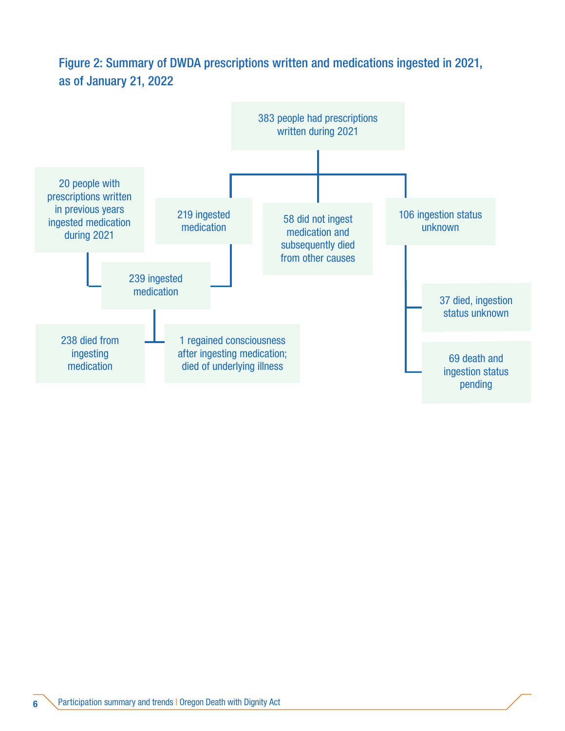## Figure 2: Summary of DWDA prescriptions written and medications ingested in 2021, as of January 21, 2022

383 people had prescriptions written during 2021

- 219 ingested medication
- 58 did not ingest medication and subsequently died from other causes
- 106 ingestion status unknown
  - 37 died, ingestion status unknown
  - 69 death and ingestion status pending

20 people with prescriptions written in previous years ingested medication during 2021

219 ingested medication + 20 people with prescriptions written in previous years = 239 ingested medication

- 238 died from ingesting medication
- 1 regained consciousness after ingesting medication; died of underlying illness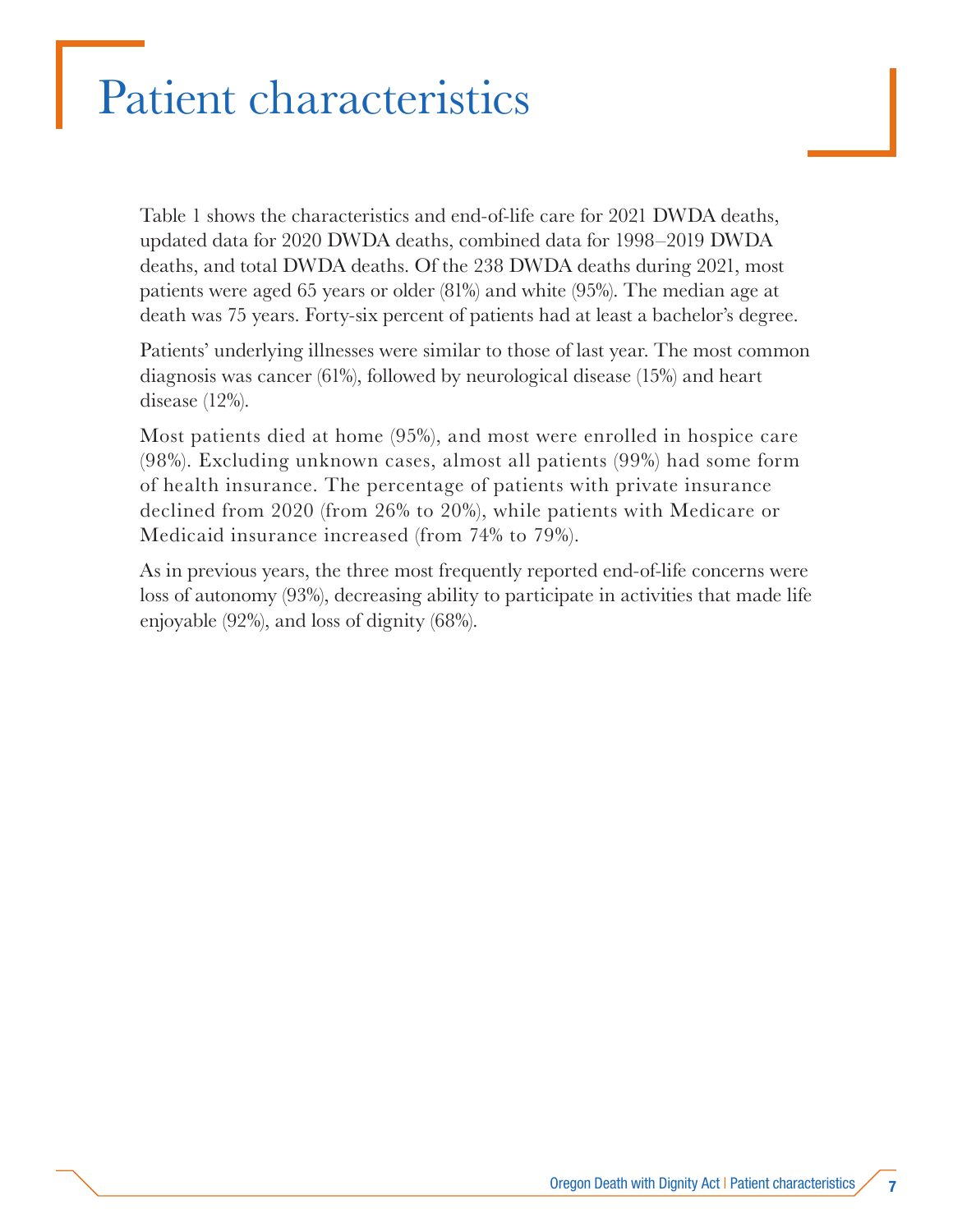# Patient characteristics

Table 1 shows the characteristics and end-of-life care for 2021 DWDA deaths, updated data for 2020 DWDA deaths, combined data for 1998–2019 DWDA deaths, and total DWDA deaths. Of the 238 DWDA deaths during 2021, most patients were aged 65 years or older (81%) and white (95%). The median age at death was 75 years. Forty-six percent of patients had at least a bachelor's degree.

Patients' underlying illnesses were similar to those of last year. The most common diagnosis was cancer (61%), followed by neurological disease (15%) and heart disease (12%).

Most patients died at home (95%), and most were enrolled in hospice care (98%). Excluding unknown cases, almost all patients (99%) had some form of health insurance. The percentage of patients with private insurance declined from 2020 (from 26% to 20%), while patients with Medicare or Medicaid insurance increased (from 74% to 79%).

As in previous years, the three most frequently reported end-of-life concerns were loss of autonomy (93%), decreasing ability to participate in activities that made life enjoyable (92%), and loss of dignity (68%).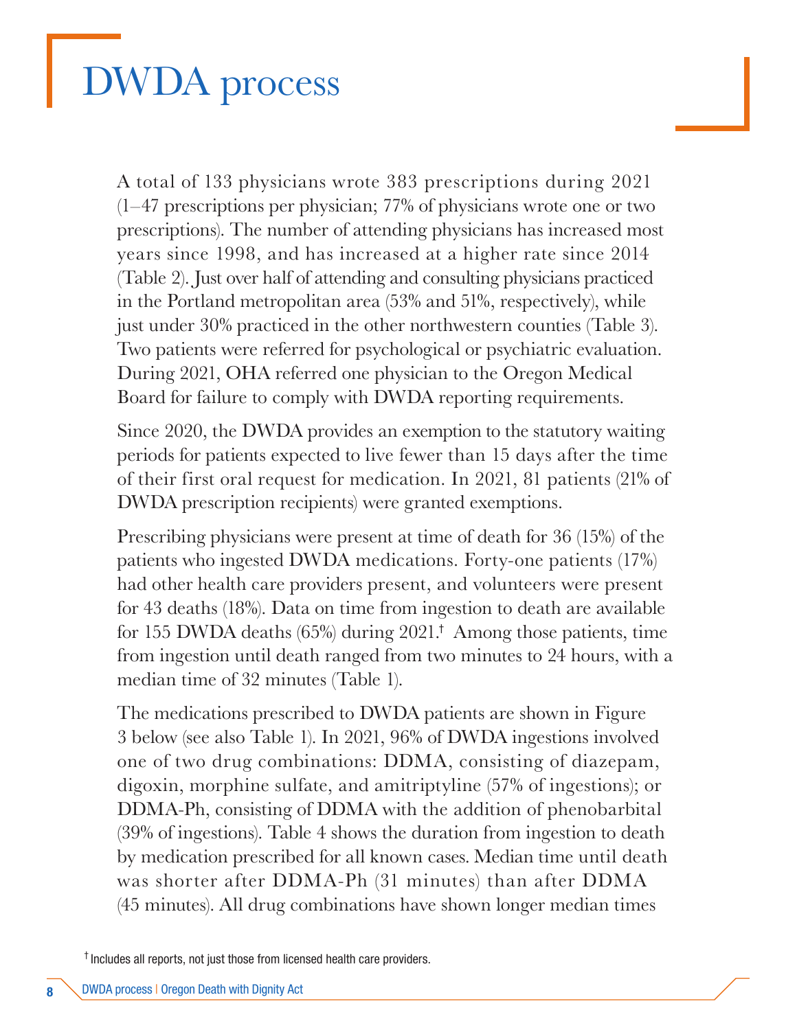# DWDA process

A total of 133 physicians wrote 383 prescriptions during 2021 (1–47 prescriptions per physician; 77% of physicians wrote one or two prescriptions). The number of attending physicians has increased most years since 1998, and has increased at a higher rate since 2014 (Table 2). Just over half of attending and consulting physicians practiced in the Portland metropolitan area (53% and 51%, respectively), while just under 30% practiced in the other northwestern counties (Table 3). Two patients were referred for psychological or psychiatric evaluation. During 2021, OHA referred one physician to the Oregon Medical Board for failure to comply with DWDA reporting requirements.

Since 2020, the DWDA provides an exemption to the statutory waiting periods for patients expected to live fewer than 15 days after the time of their first oral request for medication. In 2021, 81 patients (21% of DWDA prescription recipients) were granted exemptions.

Prescribing physicians were present at time of death for 36 (15%) of the patients who ingested DWDA medications. Forty-one patients (17%) had other health care providers present, and volunteers were present for 43 deaths (18%). Data on time from ingestion to death are available for 155 DWDA deaths (65%) during 2021.† Among those patients, time from ingestion until death ranged from two minutes to 24 hours, with a median time of 32 minutes (Table 1).

The medications prescribed to DWDA patients are shown in Figure 3 below (see also Table 1). In 2021, 96% of DWDA ingestions involved one of two drug combinations: DDMA, consisting of diazepam, digoxin, morphine sulfate, and amitriptyline (57% of ingestions); or DDMA-Ph, consisting of DDMA with the addition of phenobarbital (39% of ingestions). Table 4 shows the duration from ingestion to death by medication prescribed for all known cases. Median time until death was shorter after DDMA-Ph (31 minutes) than after DDMA (45 minutes). All drug combinations have shown longer median times

† Includes all reports, not just those from licensed health care providers.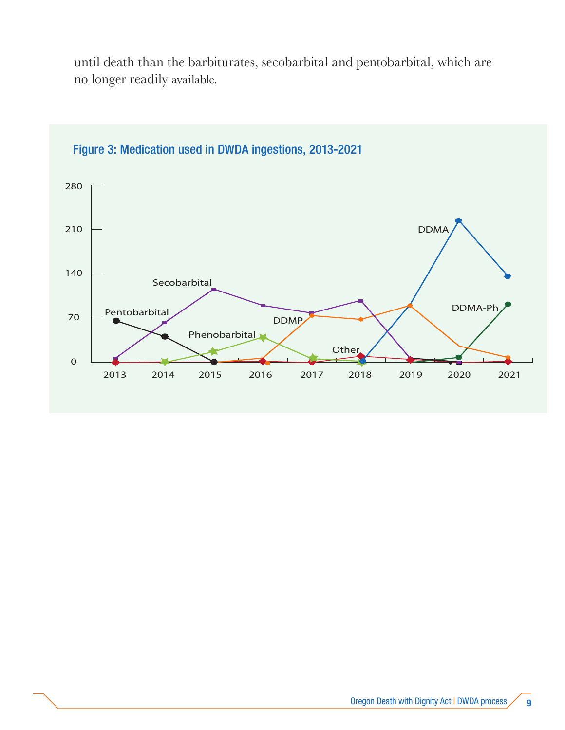until death than the barbiturates, secobarbital and pentobarbital, which are no longer readily available.

**Figure 3: Medication used in DWDA ingestions, 2013-2021**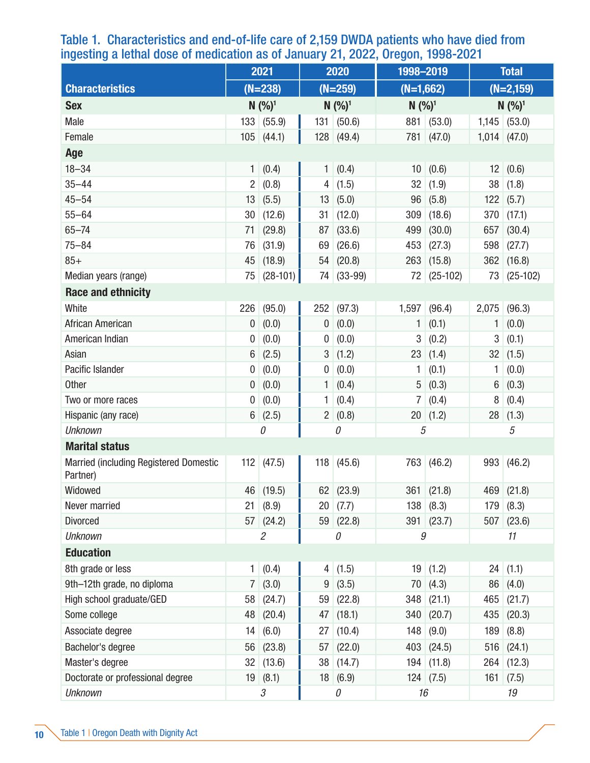## Table 1. Characteristics and end-of-life care of 2,159 DWDA patients who have died from ingesting a lethal dose of medication as of January 21, 2022, Oregon, 1998-2021

| Characteristics | 2021 (N=238) | | 2020 (N=259) | | 1998–2019 (N=1,662) | | Total (N=2,159) | |
|---|---|---|---|---|---|---|---|---|
| **Sex** | N | (%)[1] | N | (%)[1] | N | (%)[1] | N | (%)[1] |
| Male | 133 | (55.9) | 131 | (50.6) | 881 | (53.0) | 1,145 | (53.0) |
| Female | 105 | (44.1) | 128 | (49.4) | 781 | (47.0) | 1,014 | (47.0) |
| **Age** | | | | | | | | |
| 18–34 | 1 | (0.4) | 1 | (0.4) | 10 | (0.6) | 12 | (0.6) |
| 35–44 | 2 | (0.8) | 4 | (1.5) | 32 | (1.9) | 38 | (1.8) |
| 45–54 | 13 | (5.5) | 13 | (5.0) | 96 | (5.8) | 122 | (5.7) |
| 55–64 | 30 | (12.6) | 31 | (12.0) | 309 | (18.6) | 370 | (17.1) |
| 65–74 | 71 | (29.8) | 87 | (33.6) | 499 | (30.0) | 657 | (30.4) |
| 75–84 | 76 | (31.9) | 69 | (26.6) | 453 | (27.3) | 598 | (27.7) |
| 85+ | 45 | (18.9) | 54 | (20.8) | 263 | (15.8) | 362 | (16.8) |
| Median years (range) | 75 | (28-101) | 74 | (33-99) | 72 | (25-102) | 73 | (25-102) |
| **Race and ethnicity** | | | | | | | | |
| White | 226 | (95.0) | 252 | (97.3) | 1,597 | (96.4) | 2,075 | (96.3) |
| African American | 0 | (0.0) | 0 | (0.0) | 1 | (0.1) | 1 | (0.0) |
| American Indian | 0 | (0.0) | 0 | (0.0) | 3 | (0.2) | 3 | (0.1) |
| Asian | 6 | (2.5) | 3 | (1.2) | 23 | (1.4) | 32 | (1.5) |
| Pacific Islander | 0 | (0.0) | 0 | (0.0) | 1 | (0.1) | 1 | (0.0) |
| Other | 0 | (0.0) | 1 | (0.4) | 5 | (0.3) | 6 | (0.3) |
| Two or more races | 0 | (0.0) | 1 | (0.4) | 7 | (0.4) | 8 | (0.4) |
| Hispanic (any race) | 6 | (2.5) | 2 | (0.8) | 20 | (1.2) | 28 | (1.3) |
| *Unknown* | *0* | | *0* | | *5* | | *5* | |
| **Marital status** | | | | | | | | |
| Married (including Registered Domestic Partner) | 112 | (47.5) | 118 | (45.6) | 763 | (46.2) | 993 | (46.2) |
| Widowed | 46 | (19.5) | 62 | (23.9) | 361 | (21.8) | 469 | (21.8) |
| Never married | 21 | (8.9) | 20 | (7.7) | 138 | (8.3) | 179 | (8.3) |
| Divorced | 57 | (24.2) | 59 | (22.8) | 391 | (23.7) | 507 | (23.6) |
| *Unknown* | *2* | | *0* | | *9* | | *11* | |
| **Education** | | | | | | | | |
| 8th grade or less | 1 | (0.4) | 4 | (1.5) | 19 | (1.2) | 24 | (1.1) |
| 9th–12th grade, no diploma | 7 | (3.0) | 9 | (3.5) | 70 | (4.3) | 86 | (4.0) |
| High school graduate/GED | 58 | (24.7) | 59 | (22.8) | 348 | (21.1) | 465 | (21.7) |
| Some college | 48 | (20.4) | 47 | (18.1) | 340 | (20.7) | 435 | (20.3) |
| Associate degree | 14 | (6.0) | 27 | (10.4) | 148 | (9.0) | 189 | (8.8) |
| Bachelor's degree | 56 | (23.8) | 57 | (22.0) | 403 | (24.5) | 516 | (24.1) |
| Master's degree | 32 | (13.6) | 38 | (14.7) | 194 | (11.8) | 264 | (12.3) |
| Doctorate or professional degree | 19 | (8.1) | 18 | (6.9) | 124 | (7.5) | 161 | (7.5) |
| *Unknown* | *3* | | *0* | | *16* | | *19* | |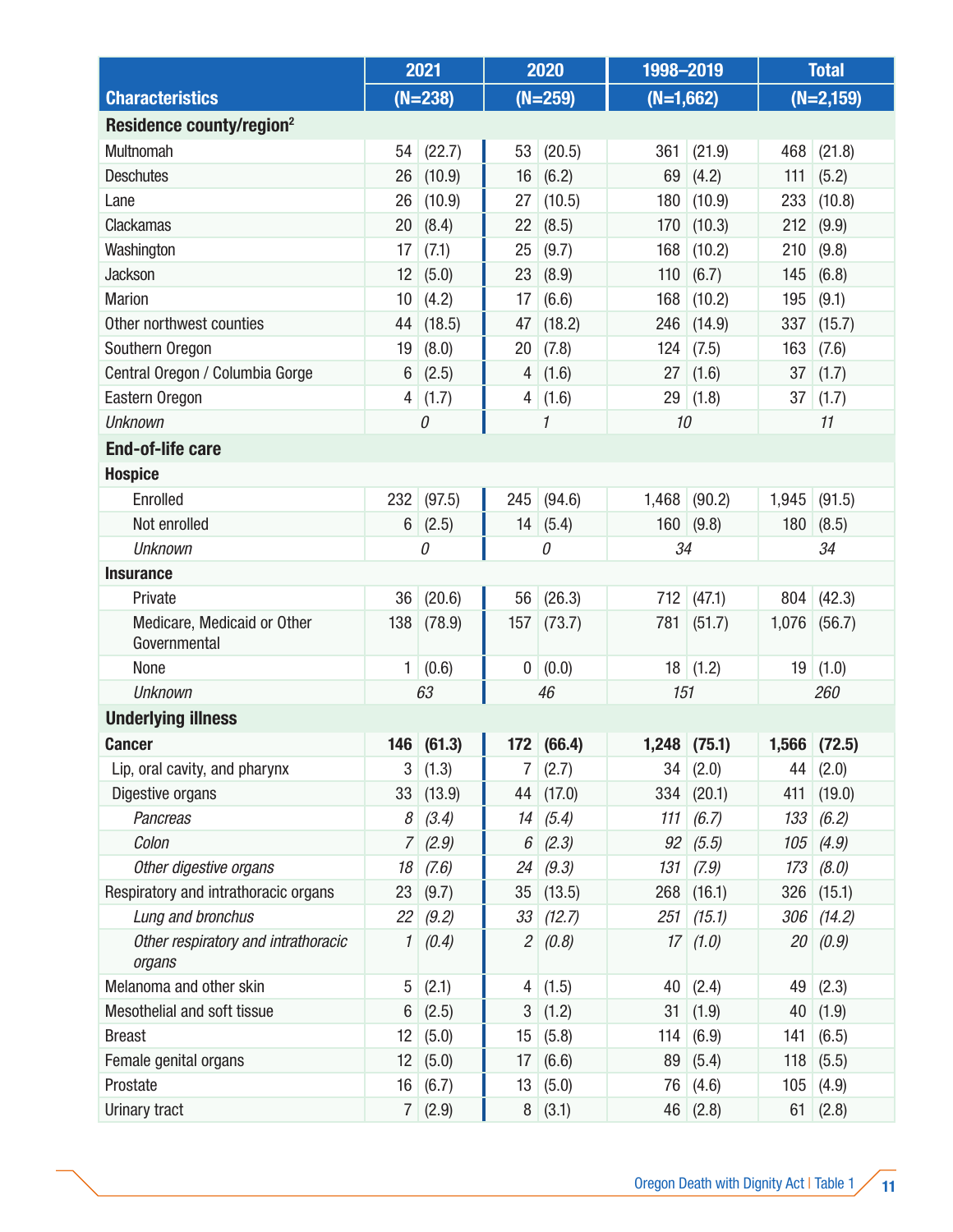| Characteristics | 2021 (N=238) | | 2020 (N=259) | | 1998–2019 (N=1,662) | | Total (N=2,159) | |
|---|---|---|---|---|---|---|---|---|
| **Residence county/region**[2] | | | | | | | | |
| Multnomah | 54 | (22.7) | 53 | (20.5) | 361 | (21.9) | 468 | (21.8) |
| Deschutes | 26 | (10.9) | 16 | (6.2) | 69 | (4.2) | 111 | (5.2) |
| Lane | 26 | (10.9) | 27 | (10.5) | 180 | (10.9) | 233 | (10.8) |
| Clackamas | 20 | (8.4) | 22 | (8.5) | 170 | (10.3) | 212 | (9.9) |
| Washington | 17 | (7.1) | 25 | (9.7) | 168 | (10.2) | 210 | (9.8) |
| Jackson | 12 | (5.0) | 23 | (8.9) | 110 | (6.7) | 145 | (6.8) |
| Marion | 10 | (4.2) | 17 | (6.6) | 168 | (10.2) | 195 | (9.1) |
| Other northwest counties | 44 | (18.5) | 47 | (18.2) | 246 | (14.9) | 337 | (15.7) |
| Southern Oregon | 19 | (8.0) | 20 | (7.8) | 124 | (7.5) | 163 | (7.6) |
| Central Oregon / Columbia Gorge | 6 | (2.5) | 4 | (1.6) | 27 | (1.6) | 37 | (1.7) |
| Eastern Oregon | 4 | (1.7) | 4 | (1.6) | 29 | (1.8) | 37 | (1.7) |
| *Unknown* | *0* | | *1* | | *10* | | *11* | |
| **End-of-life care** | | | | | | | | |
| **Hospice** | | | | | | | | |
| Enrolled | 232 | (97.5) | 245 | (94.6) | 1,468 | (90.2) | 1,945 | (91.5) |
| Not enrolled | 6 | (2.5) | 14 | (5.4) | 160 | (9.8) | 180 | (8.5) |
| *Unknown* | *0* | | *0* | | *34* | | *34* | |
| **Insurance** | | | | | | | | |
| Private | 36 | (20.6) | 56 | (26.3) | 712 | (47.1) | 804 | (42.3) |
| Medicare, Medicaid or Other Governmental | 138 | (78.9) | 157 | (73.7) | 781 | (51.7) | 1,076 | (56.7) |
| None | 1 | (0.6) | 0 | (0.0) | 18 | (1.2) | 19 | (1.0) |
| *Unknown* | *63* | | *46* | | *151* | | *260* | |
| **Underlying illness** | | | | | | | | |
| **Cancer** | **146** | **(61.3)** | **172** | **(66.4)** | **1,248** | **(75.1)** | **1,566** | **(72.5)** |
| Lip, oral cavity, and pharynx | 3 | (1.3) | 7 | (2.7) | 34 | (2.0) | 44 | (2.0) |
| Digestive organs | 33 | (13.9) | 44 | (17.0) | 334 | (20.1) | 411 | (19.0) |
| *Pancreas* | *8* | *(3.4)* | *14* | *(5.4)* | *111* | *(6.7)* | *133* | *(6.2)* |
| *Colon* | *7* | *(2.9)* | *6* | *(2.3)* | *92* | *(5.5)* | *105* | *(4.9)* |
| *Other digestive organs* | *18* | *(7.6)* | *24* | *(9.3)* | *131* | *(7.9)* | *173* | *(8.0)* |
| Respiratory and intrathoracic organs | 23 | (9.7) | 35 | (13.5) | 268 | (16.1) | 326 | (15.1) |
| *Lung and bronchus* | *22* | *(9.2)* | *33* | *(12.7)* | *251* | *(15.1)* | *306* | *(14.2)* |
| *Other respiratory and intrathoracic organs* | *1* | *(0.4)* | *2* | *(0.8)* | *17* | *(1.0)* | *20* | *(0.9)* |
| Melanoma and other skin | 5 | (2.1) | 4 | (1.5) | 40 | (2.4) | 49 | (2.3) |
| Mesothelial and soft tissue | 6 | (2.5) | 3 | (1.2) | 31 | (1.9) | 40 | (1.9) |
| Breast | 12 | (5.0) | 15 | (5.8) | 114 | (6.9) | 141 | (6.5) |
| Female genital organs | 12 | (5.0) | 17 | (6.6) | 89 | (5.4) | 118 | (5.5) |
| Prostate | 16 | (6.7) | 13 | (5.0) | 76 | (4.6) | 105 | (4.9) |
| Urinary tract | 7 | (2.9) | 8 | (3.1) | 46 | (2.8) | 61 | (2.8) |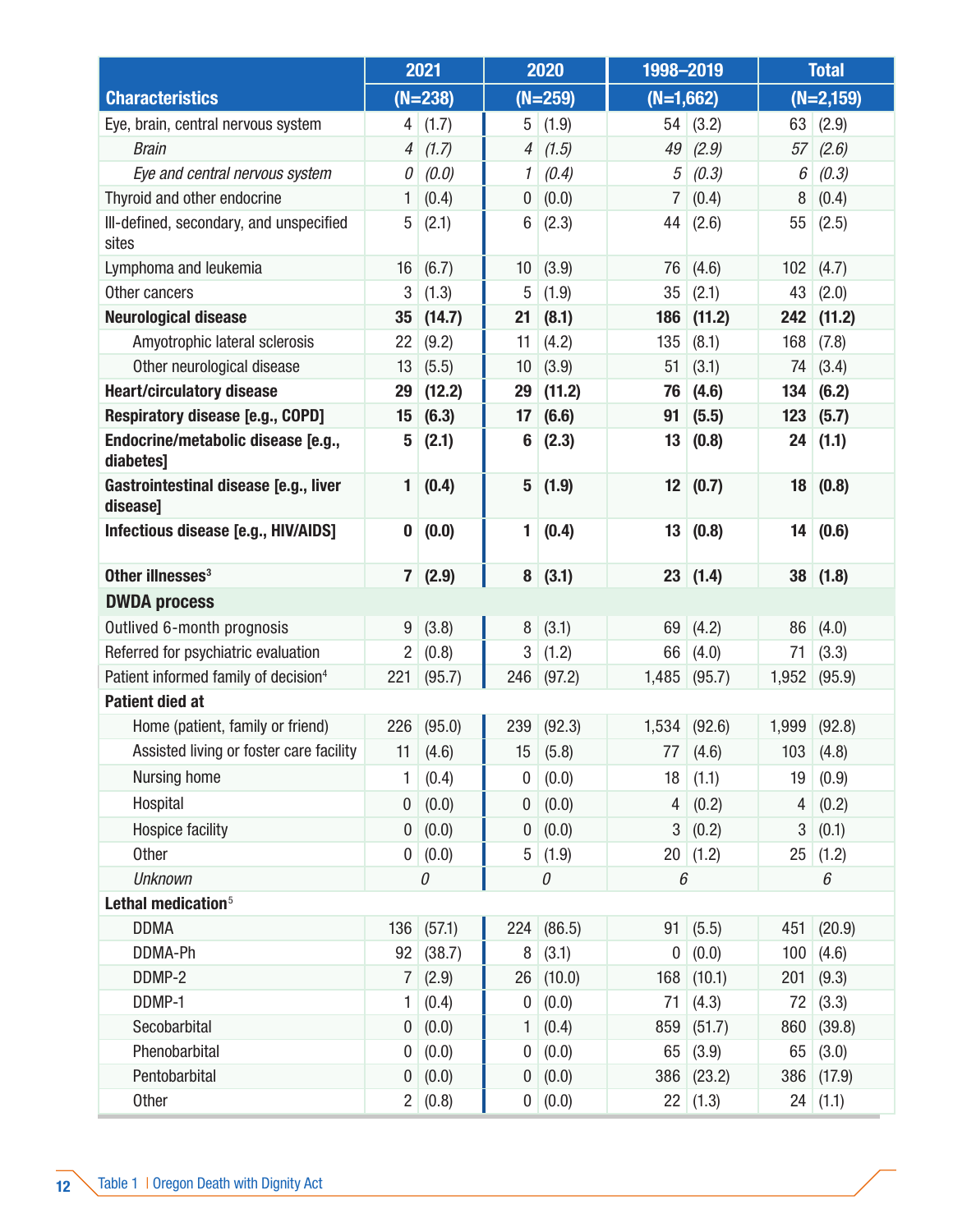| Characteristics | 2021 (N=238) | | 2020 (N=259) | | 1998–2019 (N=1,662) | | Total (N=2,159) | |
|---|---|---|---|---|---|---|---|---|
| Eye, brain, central nervous system | 4 | (1.7) | 5 | (1.9) | 54 | (3.2) | 63 | (2.9) |
| *Brain* | *4* | *(1.7)* | *4* | *(1.5)* | *49* | *(2.9)* | *57* | *(2.6)* |
| *Eye and central nervous system* | *0* | *(0.0)* | *1* | *(0.4)* | *5* | *(0.3)* | *6* | *(0.3)* |
| Thyroid and other endocrine | 1 | (0.4) | 0 | (0.0) | 7 | (0.4) | 8 | (0.4) |
| Ill-defined, secondary, and unspecified sites | 5 | (2.1) | 6 | (2.3) | 44 | (2.6) | 55 | (2.5) |
| Lymphoma and leukemia | 16 | (6.7) | 10 | (3.9) | 76 | (4.6) | 102 | (4.7) |
| Other cancers | 3 | (1.3) | 5 | (1.9) | 35 | (2.1) | 43 | (2.0) |
| **Neurological disease** | **35** | **(14.7)** | **21** | **(8.1)** | **186** | **(11.2)** | **242** | **(11.2)** |
| Amyotrophic lateral sclerosis | 22 | (9.2) | 11 | (4.2) | 135 | (8.1) | 168 | (7.8) |
| Other neurological disease | 13 | (5.5) | 10 | (3.9) | 51 | (3.1) | 74 | (3.4) |
| **Heart/circulatory disease** | **29** | **(12.2)** | **29** | **(11.2)** | **76** | **(4.6)** | **134** | **(6.2)** |
| **Respiratory disease [e.g., COPD]** | **15** | **(6.3)** | **17** | **(6.6)** | **91** | **(5.5)** | **123** | **(5.7)** |
| **Endocrine/metabolic disease [e.g., diabetes]** | **5** | **(2.1)** | **6** | **(2.3)** | **13** | **(0.8)** | **24** | **(1.1)** |
| **Gastrointestinal disease [e.g., liver disease]** | **1** | **(0.4)** | **5** | **(1.9)** | **12** | **(0.7)** | **18** | **(0.8)** |
| **Infectious disease [e.g., HIV/AIDS]** | **0** | **(0.0)** | **1** | **(0.4)** | **13** | **(0.8)** | **14** | **(0.6)** |
| **Other illnesses[3]** | **7** | **(2.9)** | **8** | **(3.1)** | **23** | **(1.4)** | **38** | **(1.8)** |
| **DWDA process** | | | | | | | | |
| Outlived 6-month prognosis | 9 | (3.8) | 8 | (3.1) | 69 | (4.2) | 86 | (4.0) |
| Referred for psychiatric evaluation | 2 | (0.8) | 3 | (1.2) | 66 | (4.0) | 71 | (3.3) |
| Patient informed family of decision[4] | 221 | (95.7) | 246 | (97.2) | 1,485 | (95.7) | 1,952 | (95.9) |
| **Patient died at** | | | | | | | | |
| Home (patient, family or friend) | 226 | (95.0) | 239 | (92.3) | 1,534 | (92.6) | 1,999 | (92.8) |
| Assisted living or foster care facility | 11 | (4.6) | 15 | (5.8) | 77 | (4.6) | 103 | (4.8) |
| Nursing home | 1 | (0.4) | 0 | (0.0) | 18 | (1.1) | 19 | (0.9) |
| Hospital | 0 | (0.0) | 0 | (0.0) | 4 | (0.2) | 4 | (0.2) |
| Hospice facility | 0 | (0.0) | 0 | (0.0) | 3 | (0.2) | 3 | (0.1) |
| Other | 0 | (0.0) | 5 | (1.9) | 20 | (1.2) | 25 | (1.2) |
| *Unknown* | *0* | | *0* | | *6* | | *6* | |
| **Lethal medication[5]** | | | | | | | | |
| DDMA | 136 | (57.1) | 224 | (86.5) | 91 | (5.5) | 451 | (20.9) |
| DDMA-Ph | 92 | (38.7) | 8 | (3.1) | 0 | (0.0) | 100 | (4.6) |
| DDMP-2 | 7 | (2.9) | 26 | (10.0) | 168 | (10.1) | 201 | (9.3) |
| DDMP-1 | 1 | (0.4) | 0 | (0.0) | 71 | (4.3) | 72 | (3.3) |
| Secobarbital | 0 | (0.0) | 1 | (0.4) | 859 | (51.7) | 860 | (39.8) |
| Phenobarbital | 0 | (0.0) | 0 | (0.0) | 65 | (3.9) | 65 | (3.0) |
| Pentobarbital | 0 | (0.0) | 0 | (0.0) | 386 | (23.2) | 386 | (17.9) |
| Other | 2 | (0.8) | 0 | (0.0) | 22 | (1.3) | 24 | (1.1) |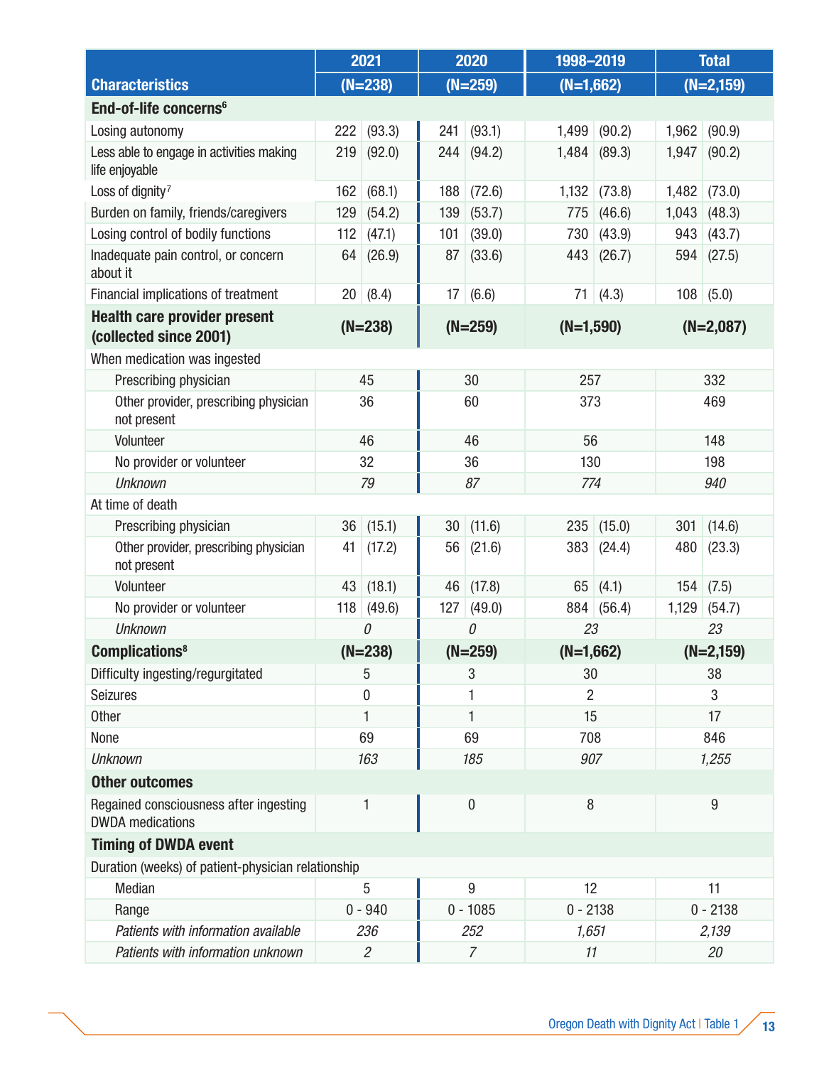| Characteristics | 2021 (N=238) | | 2020 (N=259) | | 1998–2019 (N=1,662) | | Total (N=2,159) | |
|---|---|---|---|---|---|---|---|---|
| **End-of-life concerns**[6] | | | | | | | | |
| Losing autonomy | 222 | (93.3) | 241 | (93.1) | 1,499 | (90.2) | 1,962 | (90.9) |
| Less able to engage in activities making life enjoyable | 219 | (92.0) | 244 | (94.2) | 1,484 | (89.3) | 1,947 | (90.2) |
| Loss of dignity[7] | 162 | (68.1) | 188 | (72.6) | 1,132 | (73.8) | 1,482 | (73.0) |
| Burden on family, friends/caregivers | 129 | (54.2) | 139 | (53.7) | 775 | (46.6) | 1,043 | (48.3) |
| Losing control of bodily functions | 112 | (47.1) | 101 | (39.0) | 730 | (43.9) | 943 | (43.7) |
| Inadequate pain control, or concern about it | 64 | (26.9) | 87 | (33.6) | 443 | (26.7) | 594 | (27.5) |
| Financial implications of treatment | 20 | (8.4) | 17 | (6.6) | 71 | (4.3) | 108 | (5.0) |
| **Health care provider present (collected since 2001)** | **(N=238)** | | **(N=259)** | | **(N=1,590)** | | **(N=2,087)** | |
| When medication was ingested | | | | | | | | |
| Prescribing physician | 45 | | 30 | | 257 | | 332 | |
| Other provider, prescribing physician not present | 36 | | 60 | | 373 | | 469 | |
| Volunteer | 46 | | 46 | | 56 | | 148 | |
| No provider or volunteer | 32 | | 36 | | 130 | | 198 | |
| *Unknown* | *79* | | *87* | | *774* | | *940* | |
| At time of death | | | | | | | | |
| Prescribing physician | 36 | (15.1) | 30 | (11.6) | 235 | (15.0) | 301 | (14.6) |
| Other provider, prescribing physician not present | 41 | (17.2) | 56 | (21.6) | 383 | (24.4) | 480 | (23.3) |
| Volunteer | 43 | (18.1) | 46 | (17.8) | 65 | (4.1) | 154 | (7.5) |
| No provider or volunteer | 118 | (49.6) | 127 | (49.0) | 884 | (56.4) | 1,129 | (54.7) |
| *Unknown* | *0* | | *0* | | *23* | | *23* | |
| **Complications**[8] | **(N=238)** | | **(N=259)** | | **(N=1,662)** | | **(N=2,159)** | |
| Difficulty ingesting/regurgitated | 5 | | 3 | | 30 | | 38 | |
| Seizures | 0 | | 1 | | 2 | | 3 | |
| Other | 1 | | 1 | | 15 | | 17 | |
| None | 69 | | 69 | | 708 | | 846 | |
| *Unknown* | *163* | | *185* | | *907* | | *1,255* | |
| **Other outcomes** | | | | | | | | |
| Regained consciousness after ingesting DWDA medications | 1 | | 0 | | 8 | | 9 | |
| **Timing of DWDA event** | | | | | | | | |
| Duration (weeks) of patient-physician relationship | | | | | | | | |
| Median | 5 | | 9 | | 12 | | 11 | |
| Range | 0 - 940 | | 0 - 1085 | | 0 - 2138 | | 0 - 2138 | |
| *Patients with information available* | *236* | | *252* | | *1,651* | | *2,139* | |
| *Patients with information unknown* | *2* | | *7* | | *11* | | *20* | |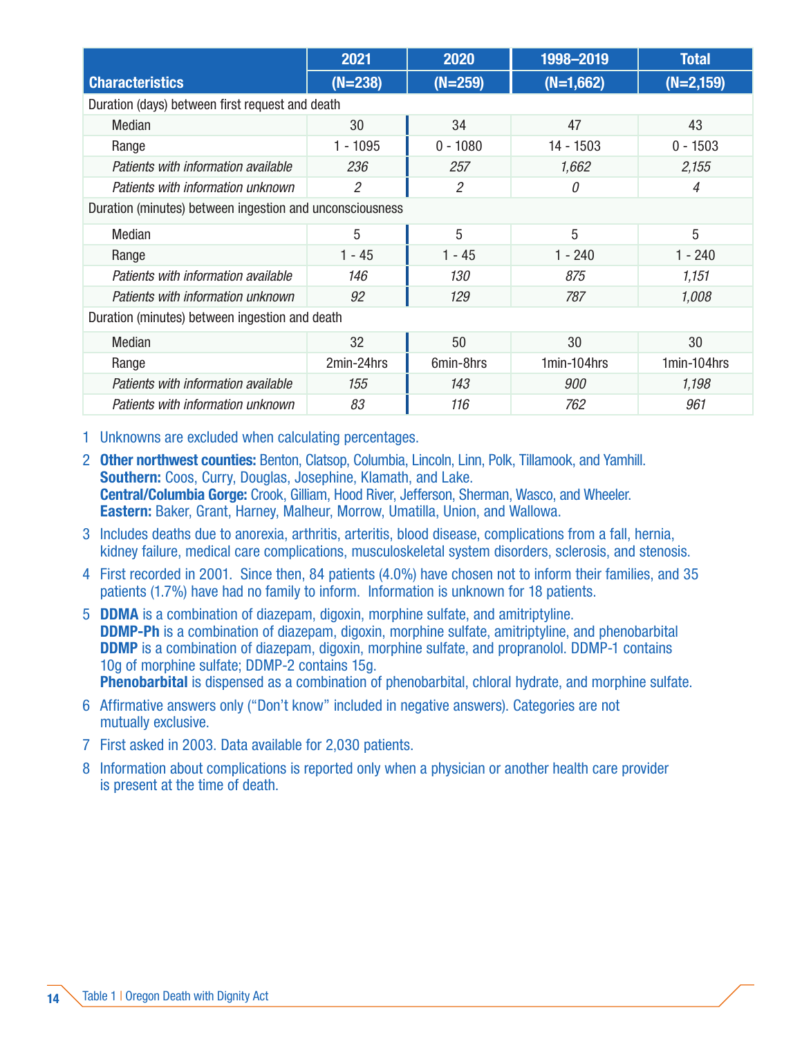| Characteristics | 2021 (N=238) | 2020 (N=259) | 1998–2019 (N=1,662) | Total (N=2,159) |
|---|---|---|---|---|
| Duration (days) between first request and death | | | | |
| Median | 30 | 34 | 47 | 43 |
| Range | 1 - 1095 | 0 - 1080 | 14 - 1503 | 0 - 1503 |
| *Patients with information available* | *236* | *257* | *1,662* | *2,155* |
| *Patients with information unknown* | *2* | *2* | *0* | *4* |
| Duration (minutes) between ingestion and unconsciousness | | | | |
| Median | 5 | 5 | 5 | 5 |
| Range | 1 - 45 | 1 - 45 | 1 - 240 | 1 - 240 |
| *Patients with information available* | *146* | *130* | *875* | *1,151* |
| *Patients with information unknown* | *92* | *129* | *787* | *1,008* |
| Duration (minutes) between ingestion and death | | | | |
| Median | 32 | 50 | 30 | 30 |
| Range | 2min-24hrs | 6min-8hrs | 1min-104hrs | 1min-104hrs |
| *Patients with information available* | *155* | *143* | *900* | *1,198* |
| *Patients with information unknown* | *83* | *116* | *762* | *961* |

1 Unknowns are excluded when calculating percentages.

2 **Other northwest counties:** Benton, Clatsop, Columbia, Lincoln, Linn, Polk, Tillamook, and Yamhill.
**Southern:** Coos, Curry, Douglas, Josephine, Klamath, and Lake.
**Central/Columbia Gorge:** Crook, Gilliam, Hood River, Jefferson, Sherman, Wasco, and Wheeler.
**Eastern:** Baker, Grant, Harney, Malheur, Morrow, Umatilla, Union, and Wallowa.

3 Includes deaths due to anorexia, arthritis, arteritis, blood disease, complications from a fall, hernia, kidney failure, medical care complications, musculoskeletal system disorders, sclerosis, and stenosis.

4 First recorded in 2001. Since then, 84 patients (4.0%) have chosen not to inform their families, and 35 patients (1.7%) have had no family to inform. Information is unknown for 18 patients.

5 **DDMA** is a combination of diazepam, digoxin, morphine sulfate, and amitriptyline.
**DDMP-Ph** is a combination of diazepam, digoxin, morphine sulfate, amitriptyline, and phenobarbital
**DDMP** is a combination of diazepam, digoxin, morphine sulfate, and propranolol. DDMP-1 contains 10g of morphine sulfate; DDMP-2 contains 15g.
**Phenobarbital** is dispensed as a combination of phenobarbital, chloral hydrate, and morphine sulfate.

6 Affirmative answers only ("Don't know" included in negative answers). Categories are not mutually exclusive.

7 First asked in 2003. Data available for 2,030 patients.

8 Information about complications is reported only when a physician or another health care provider is present at the time of death.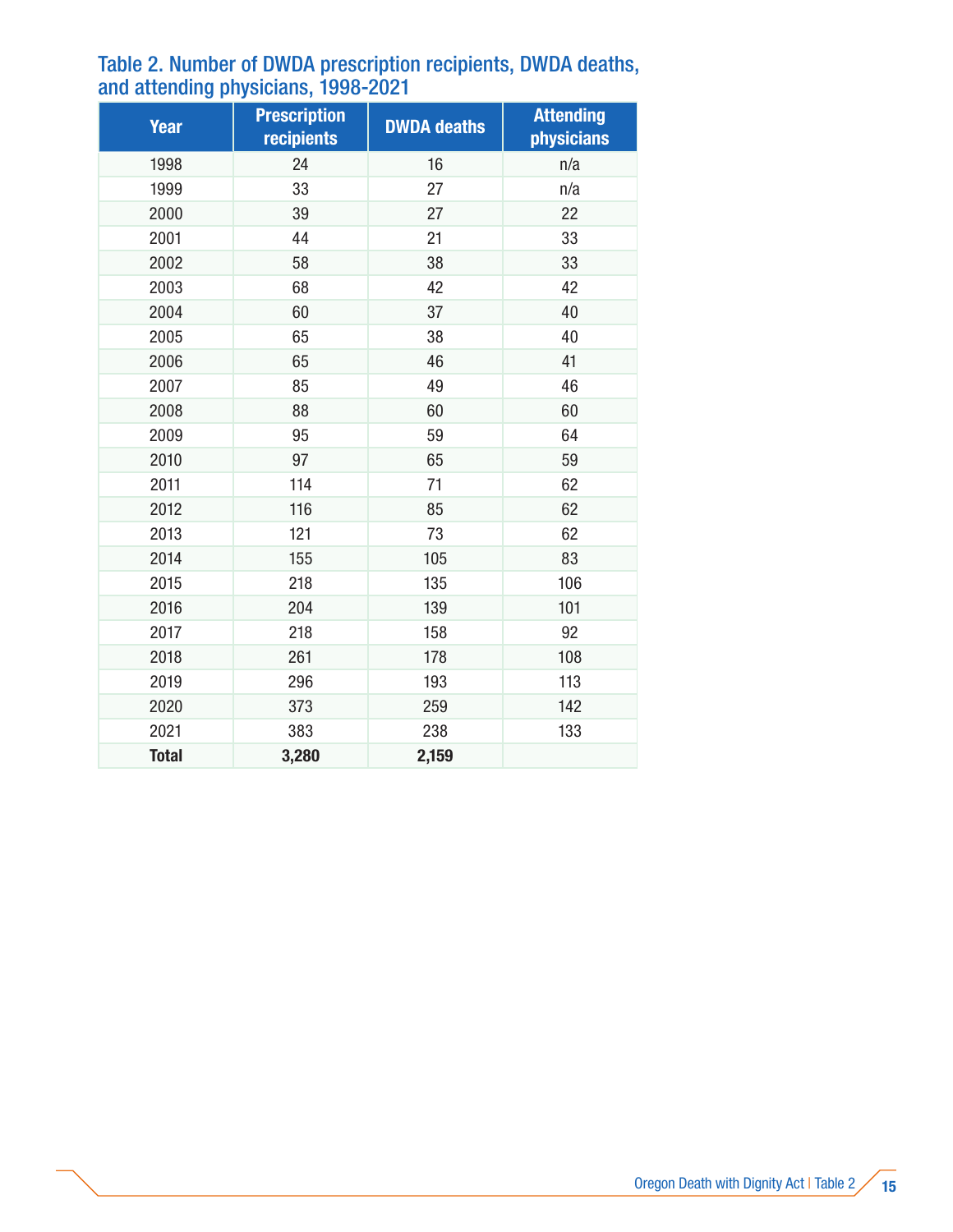### Table 2. Number of DWDA prescription recipients, DWDA deaths, and attending physicians, 1998-2021

| Year | Prescription recipients | DWDA deaths | Attending physicians |
|---|---|---|---|
| 1998 | 24 | 16 | n/a |
| 1999 | 33 | 27 | n/a |
| 2000 | 39 | 27 | 22 |
| 2001 | 44 | 21 | 33 |
| 2002 | 58 | 38 | 33 |
| 2003 | 68 | 42 | 42 |
| 2004 | 60 | 37 | 40 |
| 2005 | 65 | 38 | 40 |
| 2006 | 65 | 46 | 41 |
| 2007 | 85 | 49 | 46 |
| 2008 | 88 | 60 | 60 |
| 2009 | 95 | 59 | 64 |
| 2010 | 97 | 65 | 59 |
| 2011 | 114 | 71 | 62 |
| 2012 | 116 | 85 | 62 |
| 2013 | 121 | 73 | 62 |
| 2014 | 155 | 105 | 83 |
| 2015 | 218 | 135 | 106 |
| 2016 | 204 | 139 | 101 |
| 2017 | 218 | 158 | 92 |
| 2018 | 261 | 178 | 108 |
| 2019 | 296 | 193 | 113 |
| 2020 | 373 | 259 | 142 |
| 2021 | 383 | 238 | 133 |
| **Total** | **3,280** | **2,159** | |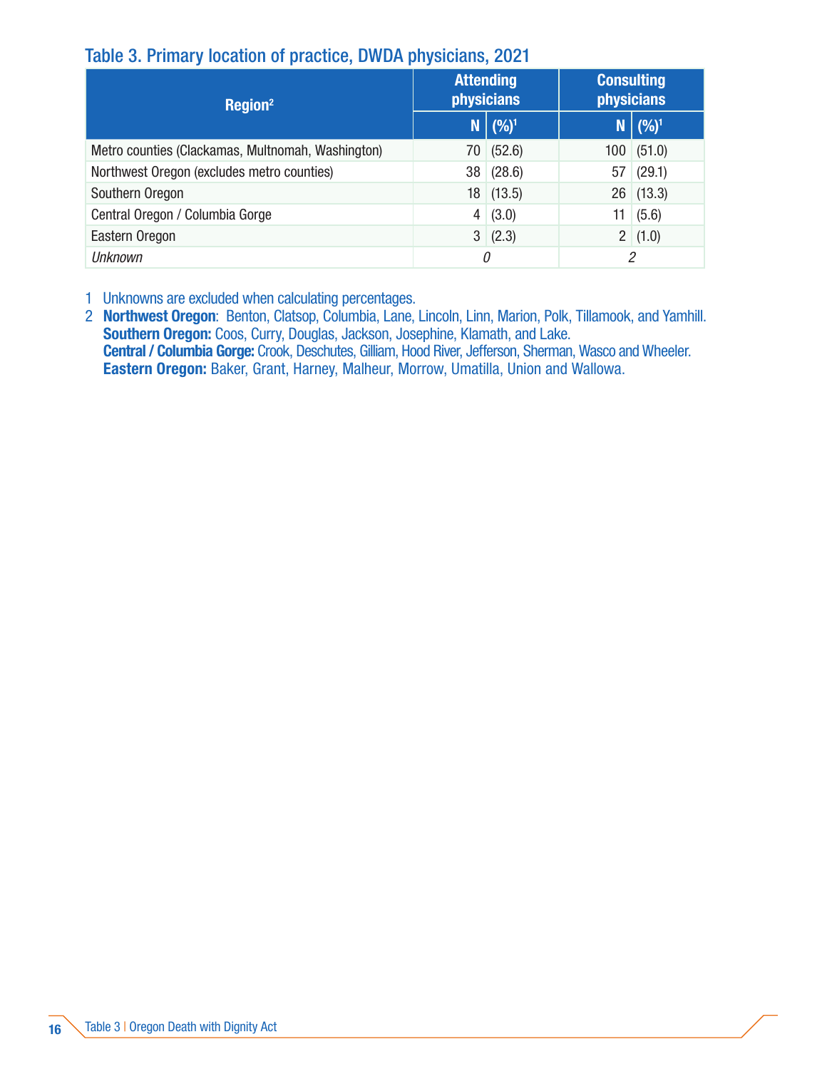## Table 3. Primary location of practice, DWDA physicians, 2021

| Region[2] | Attending physicians | | Consulting physicians | |
|---|---|---|---|---|
| | N | (%)[1] | N | (%)[1] |
| Metro counties (Clackamas, Multnomah, Washington) | 70 | (52.6) | 100 | (51.0) |
| Northwest Oregon (excludes metro counties) | 38 | (28.6) | 57 | (29.1) |
| Southern Oregon | 18 | (13.5) | 26 | (13.3) |
| Central Oregon / Columbia Gorge | 4 | (3.0) | 11 | (5.6) |
| Eastern Oregon | 3 | (2.3) | 2 | (1.0) |
| *Unknown* | *0* | | *2* | |

1 Unknowns are excluded when calculating percentages.

2 **Northwest Oregon**: Benton, Clatsop, Columbia, Lane, Lincoln, Linn, Marion, Polk, Tillamook, and Yamhill.
**Southern Oregon:** Coos, Curry, Douglas, Jackson, Josephine, Klamath, and Lake.
**Central / Columbia Gorge:** Crook, Deschutes, Gilliam, Hood River, Jefferson, Sherman, Wasco and Wheeler.
**Eastern Oregon:** Baker, Grant, Harney, Malheur, Morrow, Umatilla, Union and Wallowa.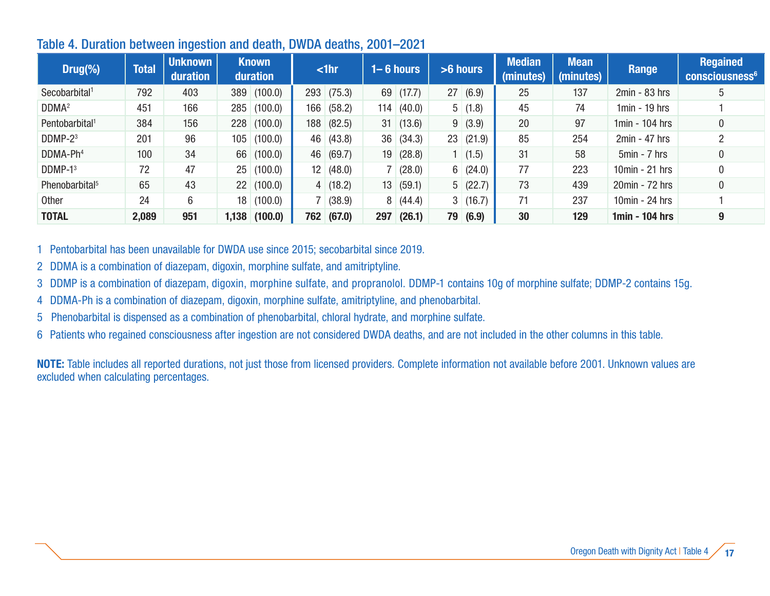## Table 4. Duration between ingestion and death, DWDA deaths, 2001–2021

| Drug(%) | Total | Unknown duration | Known duration | | <1hr | | 1– 6 hours | | >6 hours | | Median (minutes) | Mean (minutes) | Range | Regained consciousness[6] |
|---|---|---|---|---|---|---|---|---|---|---|---|---|---|---|
| Secobarbital[1] | 792 | 403 | 389 | (100.0) | 293 | (75.3) | 69 | (17.7) | 27 | (6.9) | 25 | 137 | 2min - 83 hrs | 5 |
| DDMA[2] | 451 | 166 | 285 | (100.0) | 166 | (58.2) | 114 | (40.0) | 5 | (1.8) | 45 | 74 | 1min - 19 hrs | 1 |
| Pentobarbital[1] | 384 | 156 | 228 | (100.0) | 188 | (82.5) | 31 | (13.6) | 9 | (3.9) | 20 | 97 | 1min - 104 hrs | 0 |
| DDMP-2[3] | 201 | 96 | 105 | (100.0) | 46 | (43.8) | 36 | (34.3) | 23 | (21.9) | 85 | 254 | 2min - 47 hrs | 2 |
| DDMA-Ph[4] | 100 | 34 | 66 | (100.0) | 46 | (69.7) | 19 | (28.8) | 1 | (1.5) | 31 | 58 | 5min - 7 hrs | 0 |
| DDMP-1[3] | 72 | 47 | 25 | (100.0) | 12 | (48.0) | 7 | (28.0) | 6 | (24.0) | 77 | 223 | 10min - 21 hrs | 0 |
| Phenobarbital[5] | 65 | 43 | 22 | (100.0) | 4 | (18.2) | 13 | (59.1) | 5 | (22.7) | 73 | 439 | 20min - 72 hrs | 0 |
| Other | 24 | 6 | 18 | (100.0) | 7 | (38.9) | 8 | (44.4) | 3 | (16.7) | 71 | 237 | 10min - 24 hrs | 1 |
| **TOTAL** | **2,089** | **951** | **1,138** | **(100.0)** | **762** | **(67.0)** | **297** | **(26.1)** | **79** | **(6.9)** | **30** | **129** | **1min - 104 hrs** | **9** |

1 Pentobarbital has been unavailable for DWDA use since 2015; secobarbital since 2019.

2 DDMA is a combination of diazepam, digoxin, morphine sulfate, and amitriptyline.

3 DDMP is a combination of diazepam, digoxin, morphine sulfate, and propranolol. DDMP-1 contains 10g of morphine sulfate; DDMP-2 contains 15g.

4 DDMA-Ph is a combination of diazepam, digoxin, morphine sulfate, amitriptyline, and phenobarbital.

5 Phenobarbital is dispensed as a combination of phenobarbital, chloral hydrate, and morphine sulfate.

6 Patients who regained consciousness after ingestion are not considered DWDA deaths, and are not included in the other columns in this table.

**NOTE:** Table includes all reported durations, not just those from licensed providers. Complete information not available before 2001. Unknown values are excluded when calculating percentages.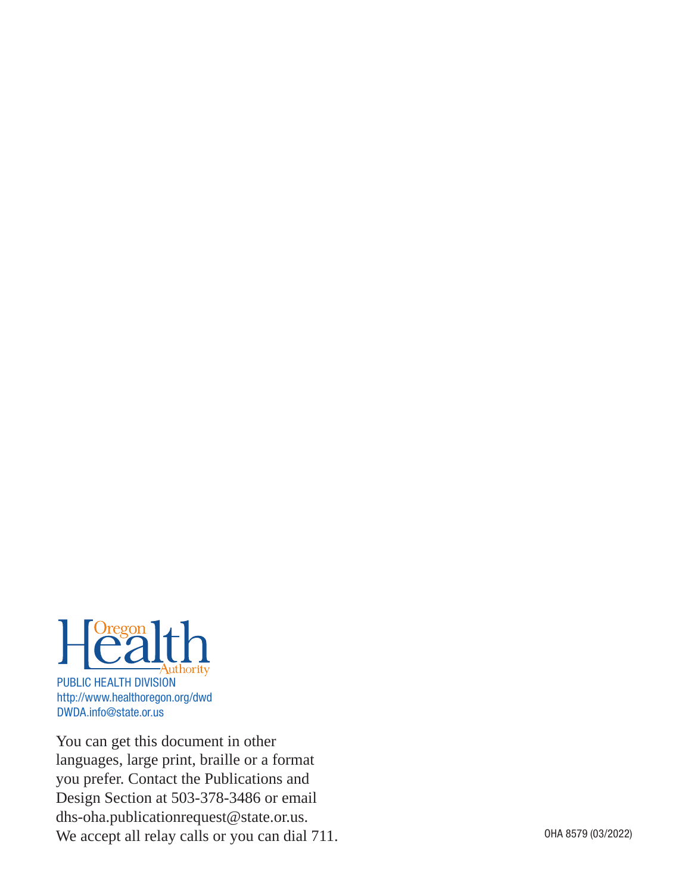Oregon Health Authority

PUBLIC HEALTH DIVISION
http://www.healthoregon.org/dwd
DWDA.info@state.or.us

You can get this document in other languages, large print, braille or a format you prefer. Contact the Publications and Design Section at 503-378-3486 or email dhs-oha.publicationrequest@state.or.us. We accept all relay calls or you can dial 711.

OHA 8579 (03/2022)